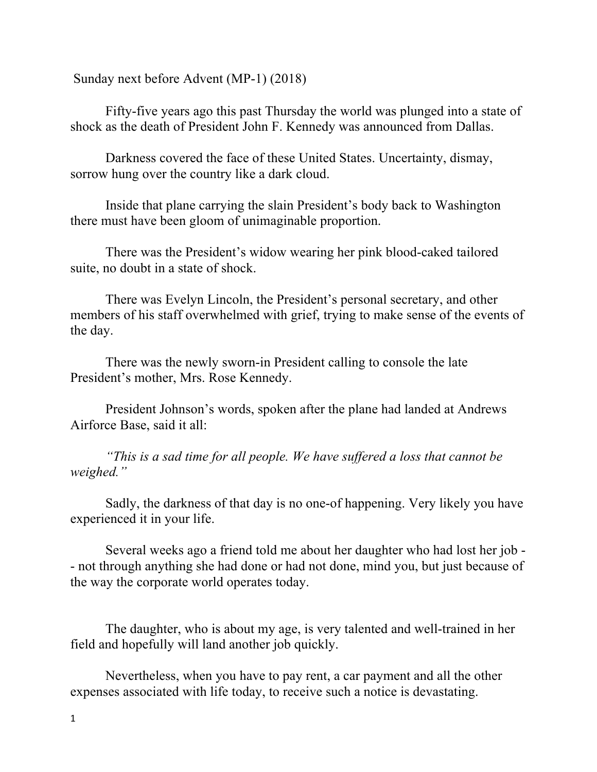Sunday next before Advent (MP-1) (2018)

Fifty-five years ago this past Thursday the world was plunged into a state of shock as the death of President John F. Kennedy was announced from Dallas.

Darkness covered the face of these United States. Uncertainty, dismay, sorrow hung over the country like a dark cloud.

Inside that plane carrying the slain President's body back to Washington there must have been gloom of unimaginable proportion.

There was the President's widow wearing her pink blood-caked tailored suite, no doubt in a state of shock.

There was Evelyn Lincoln, the President's personal secretary, and other members of his staff overwhelmed with grief, trying to make sense of the events of the day.

There was the newly sworn-in President calling to console the late President's mother, Mrs. Rose Kennedy.

President Johnson's words, spoken after the plane had landed at Andrews Airforce Base, said it all:

*"This is a sad time for all people. We have suffered a loss that cannot be weighed."*

Sadly, the darkness of that day is no one-of happening. Very likely you have experienced it in your life.

Several weeks ago a friend told me about her daughter who had lost her job -- not through anything she had done or had not done, mind you, but just because of the way the corporate world operates today.

The daughter, who is about my age, is very talented and well-trained in her field and hopefully will land another job quickly.

Nevertheless, when you have to pay rent, a car payment and all the other expenses associated with life today, to receive such a notice is devastating.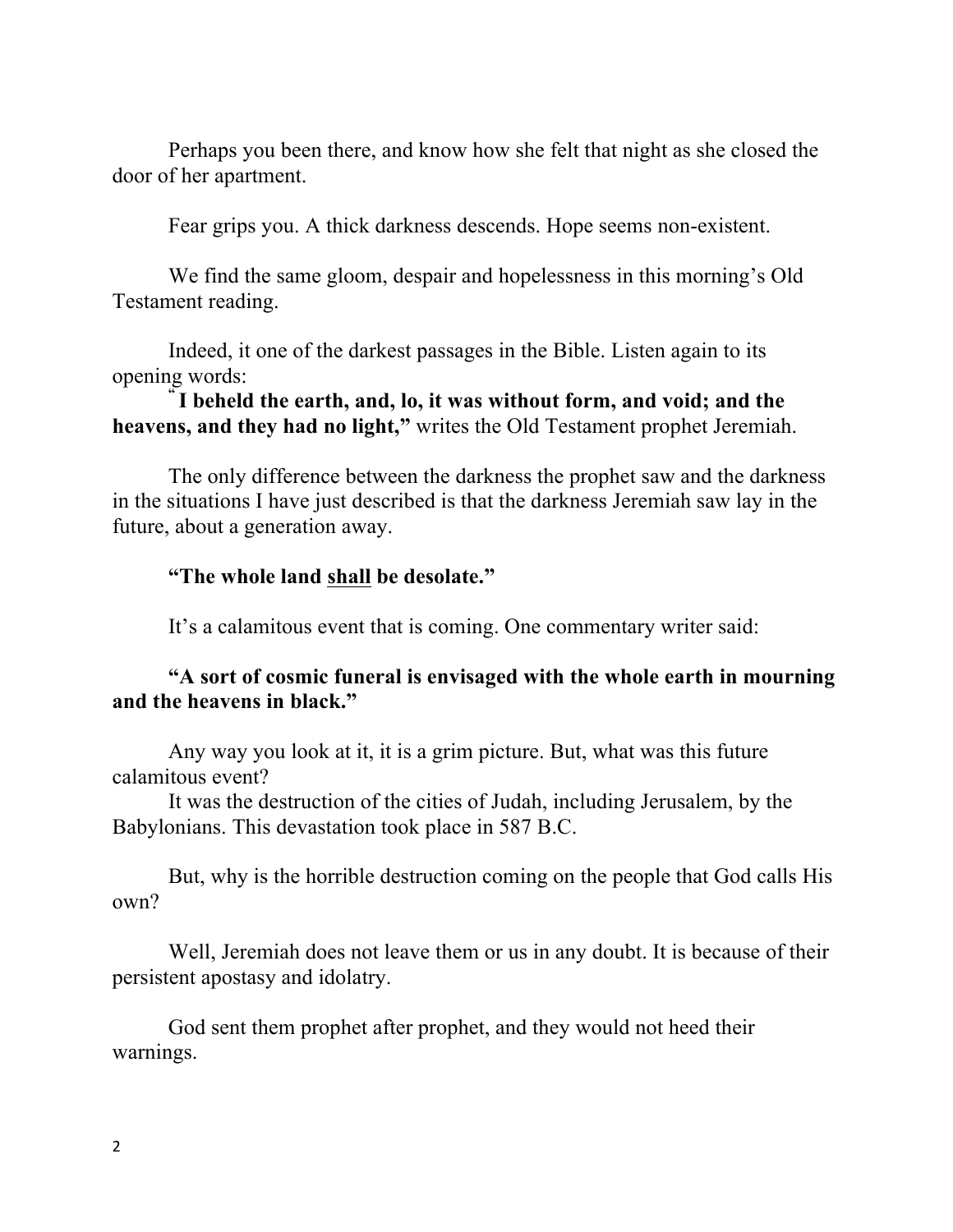Perhaps you been there, and know how she felt that night as she closed the door of her apartment.

Fear grips you. A thick darkness descends. Hope seems non-existent.

We find the same gloom, despair and hopelessness in this morning's Old Testament reading.

Indeed, it one of the darkest passages in the Bible. Listen again to its opening words:

"**I beheld the earth, and, lo, it was without form, and void; and the heavens, and they had no light,"** writes the Old Testament prophet Jeremiah.

The only difference between the darkness the prophet saw and the darkness in the situations I have just described is that the darkness Jeremiah saw lay in the future, about a generation away.

**"The whole land <u>shall</u> be desolate."**

It's a calamitous event that is coming. One commentary writer said:

**"A sort of cosmic funeral is envisaged with the whole earth in mourning and the heavens in black."**

Any way you look at it, it is a grim picture. But, what was this future calamitous event?

It was the destruction of the cities of Judah, including Jerusalem, by the Babylonians. This devastation took place in 587 B.C.

But, why is the horrible destruction coming on the people that God calls His own?

Well, Jeremiah does not leave them or us in any doubt. It is because of their persistent apostasy and idolatry.

God sent them prophet after prophet, and they would not heed their warnings.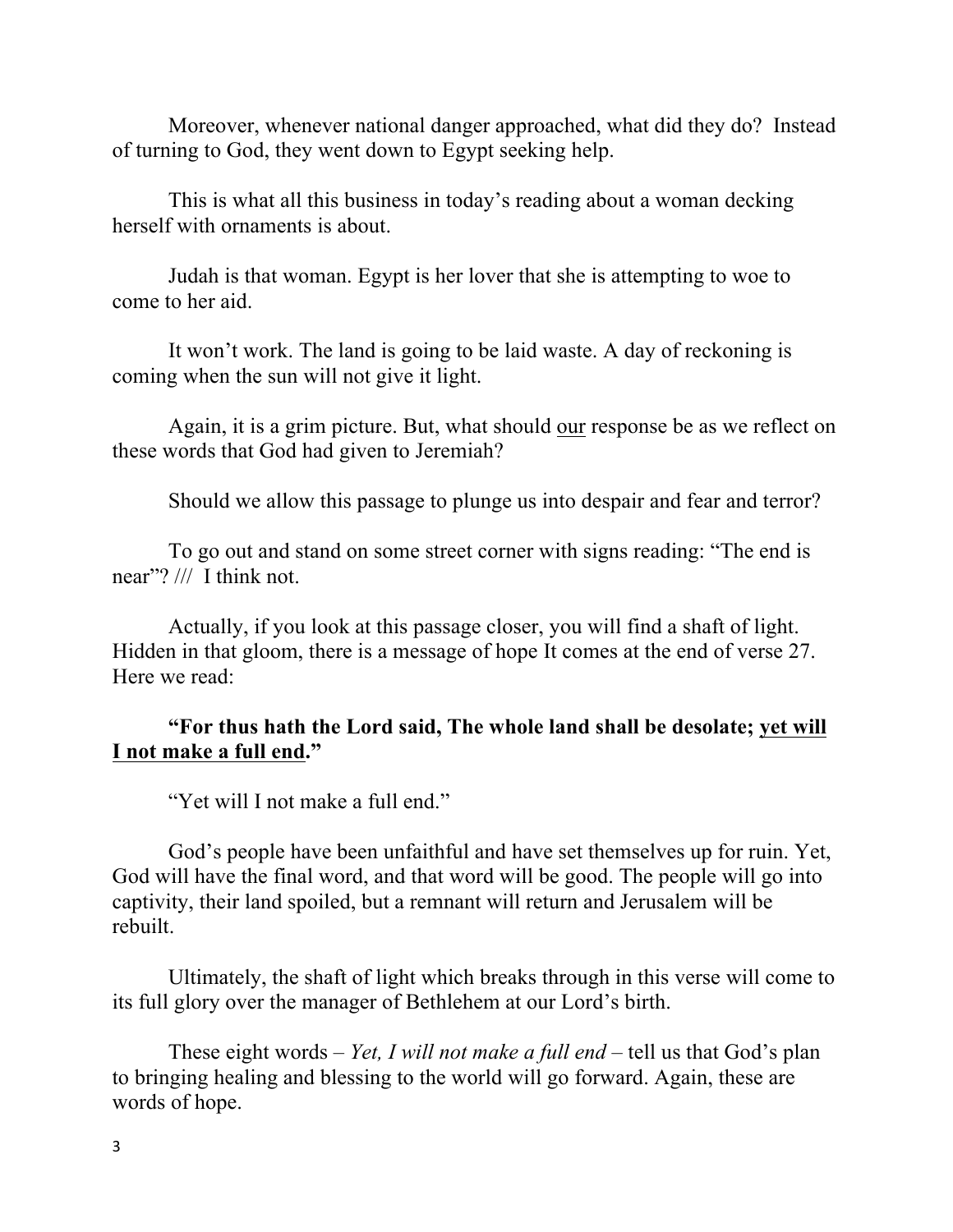Moreover, whenever national danger approached, what did they do? Instead of turning to God, they went down to Egypt seeking help.

This is what all this business in today's reading about a woman decking herself with ornaments is about.

Judah is that woman. Egypt is her lover that she is attempting to woe to come to her aid.

It won't work. The land is going to be laid waste. A day of reckoning is coming when the sun will not give it light.

Again, it is a grim picture. But, what should <u>our</u> response be as we reflect on these words that God had given to Jeremiah?

Should we allow this passage to plunge us into despair and fear and terror?

To go out and stand on some street corner with signs reading: "The end is near"? /// I think not.

Actually, if you look at this passage closer, you will find a shaft of light. Hidden in that gloom, there is a message of hope It comes at the end of verse 27. Here we read:

**"For thus hath the Lord said, The whole land shall be desolate; <u>yet will I not make a full end</u>."**

"Yet will I not make a full end."

God's people have been unfaithful and have set themselves up for ruin. Yet, God will have the final word, and that word will be good. The people will go into captivity, their land spoiled, but a remnant will return and Jerusalem will be rebuilt.

Ultimately, the shaft of light which breaks through in this verse will come to its full glory over the manager of Bethlehem at our Lord's birth.

These eight words – *Yet, I will not make a full end* – tell us that God's plan to bringing healing and blessing to the world will go forward. Again, these are words of hope.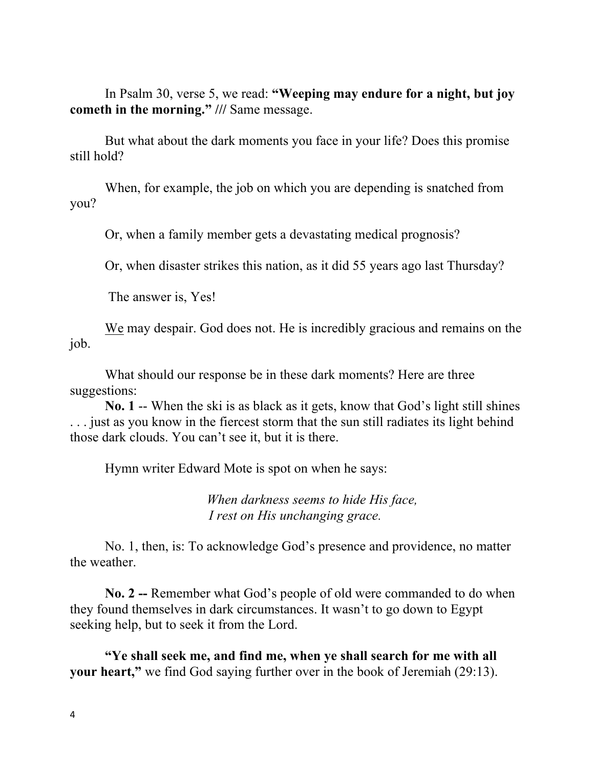In Psalm 30, verse 5, we read: **"Weeping may endure for a night, but joy cometh in the morning." ///** Same message.

But what about the dark moments you face in your life? Does this promise still hold?

When, for example, the job on which you are depending is snatched from you?

Or, when a family member gets a devastating medical prognosis?

Or, when disaster strikes this nation, as it did 55 years ago last Thursday?

The answer is, Yes!

<u>We</u> may despair. God does not. He is incredibly gracious and remains on the job.

What should our response be in these dark moments? Here are three suggestions:

**No. 1** -- When the ski is as black as it gets, know that God's light still shines . . . just as you know in the fiercest storm that the sun still radiates its light behind those dark clouds. You can't see it, but it is there.

Hymn writer Edward Mote is spot on when he says:

> *When darkness seems to hide His face,*
> *I rest on His unchanging grace.*

No. 1, then, is: To acknowledge God's presence and providence, no matter the weather.

**No. 2 --** Remember what God's people of old were commanded to do when they found themselves in dark circumstances. It wasn't to go down to Egypt seeking help, but to seek it from the Lord.

**"Ye shall seek me, and find me, when ye shall search for me with all your heart,"** we find God saying further over in the book of Jeremiah (29:13).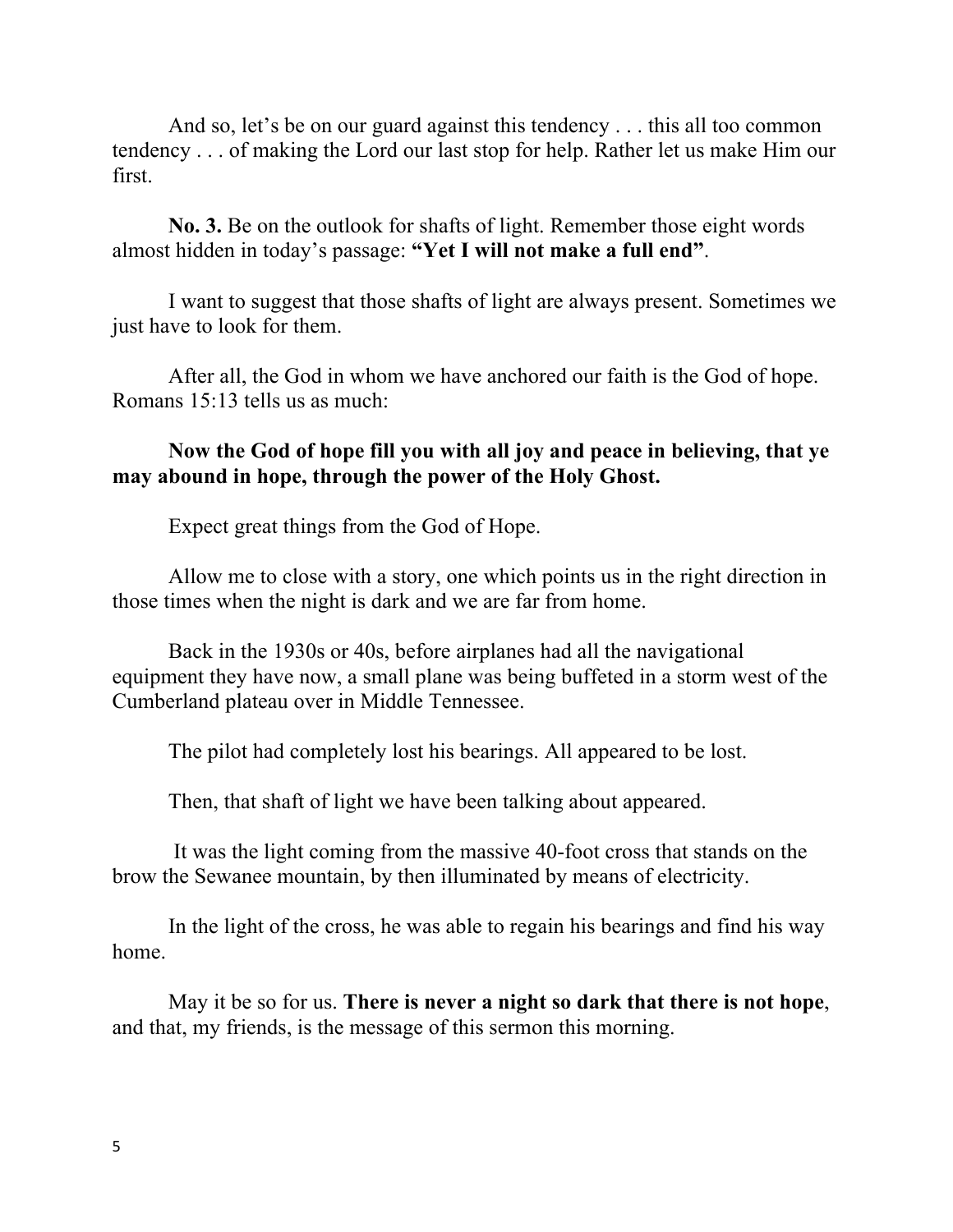And so, let's be on our guard against this tendency . . . this all too common tendency . . . of making the Lord our last stop for help. Rather let us make Him our first.

**No. 3.** Be on the outlook for shafts of light. Remember those eight words almost hidden in today's passage: **"Yet I will not make a full end"**.

I want to suggest that those shafts of light are always present. Sometimes we just have to look for them.

After all, the God in whom we have anchored our faith is the God of hope. Romans 15:13 tells us as much:

**Now the God of hope fill you with all joy and peace in believing, that ye may abound in hope, through the power of the Holy Ghost.**

Expect great things from the God of Hope.

Allow me to close with a story, one which points us in the right direction in those times when the night is dark and we are far from home.

Back in the 1930s or 40s, before airplanes had all the navigational equipment they have now, a small plane was being buffeted in a storm west of the Cumberland plateau over in Middle Tennessee.

The pilot had completely lost his bearings. All appeared to be lost.

Then, that shaft of light we have been talking about appeared.

It was the light coming from the massive 40-foot cross that stands on the brow the Sewanee mountain, by then illuminated by means of electricity.

In the light of the cross, he was able to regain his bearings and find his way home.

May it be so for us. **There is never a night so dark that there is not hope**, and that, my friends, is the message of this sermon this morning.